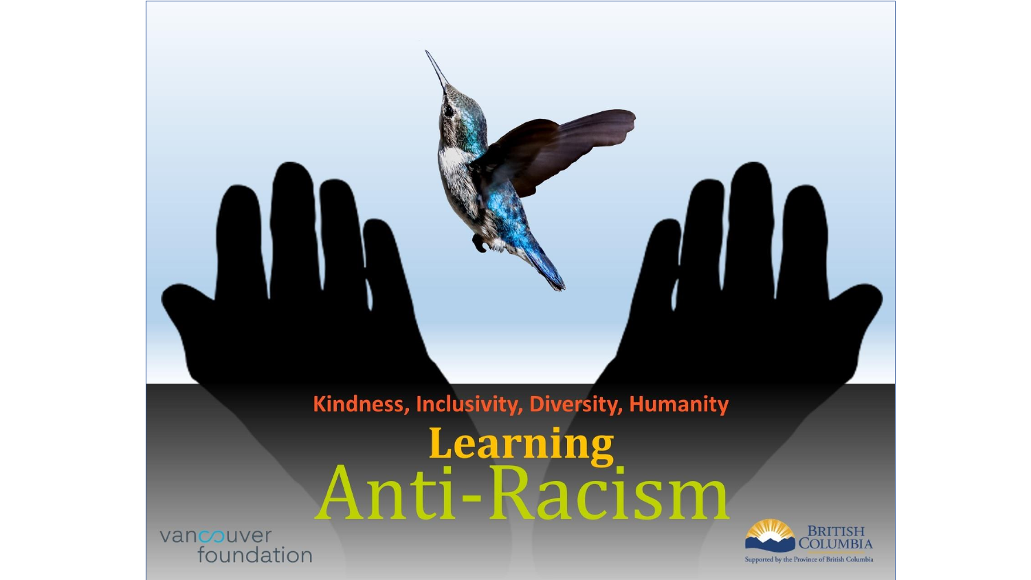Kindness, Inclusivity, Diversity, Humanity

# Learning Anti-Racism

vancouver foundation

BRITISH COLUMBIA

Supported by the Province of British Columbia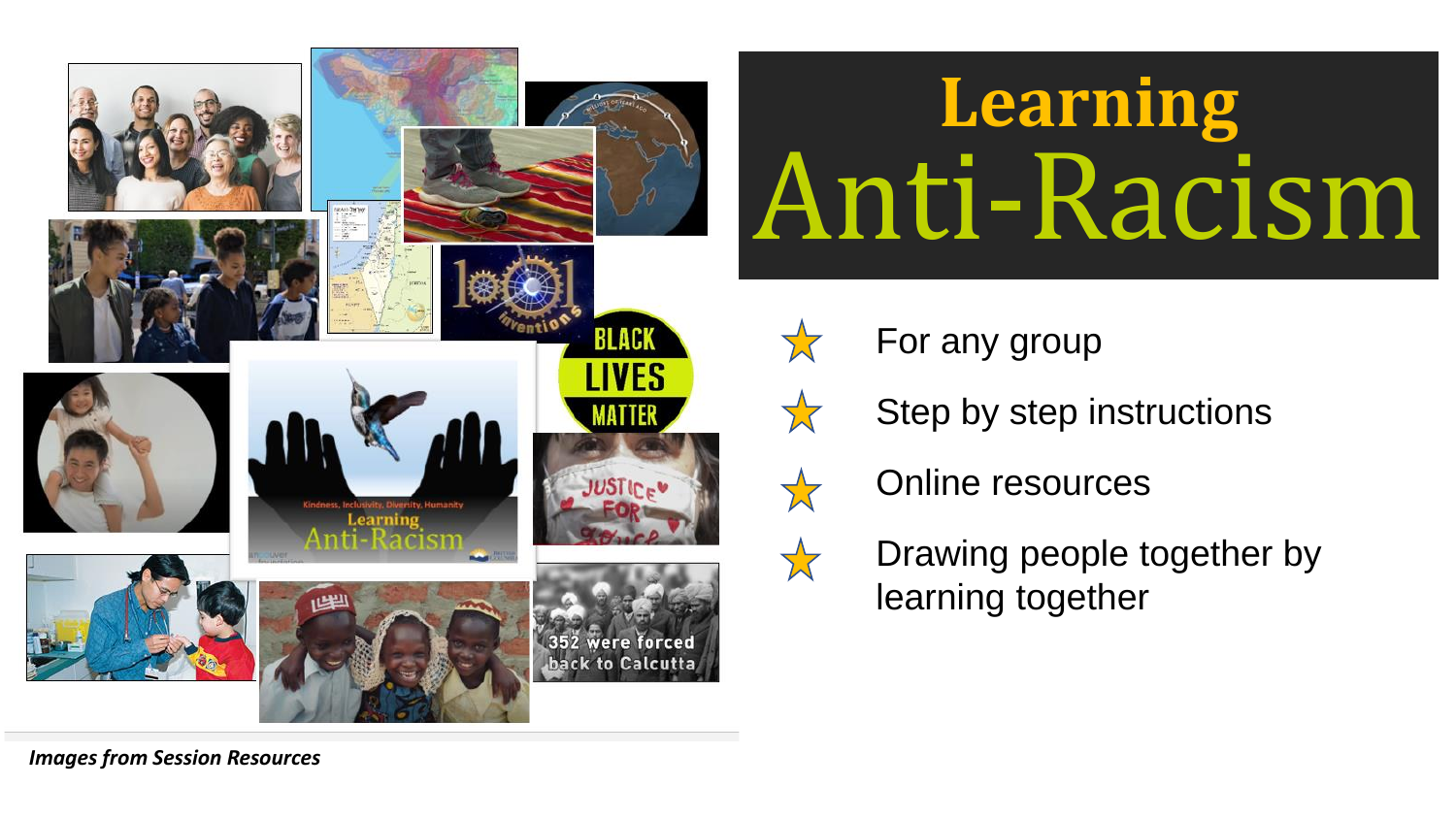# Learning Anti-Racism

- For any group
- Step by step instructions
- Online resources
- Drawing people together by learning together

*Images from Session Resources*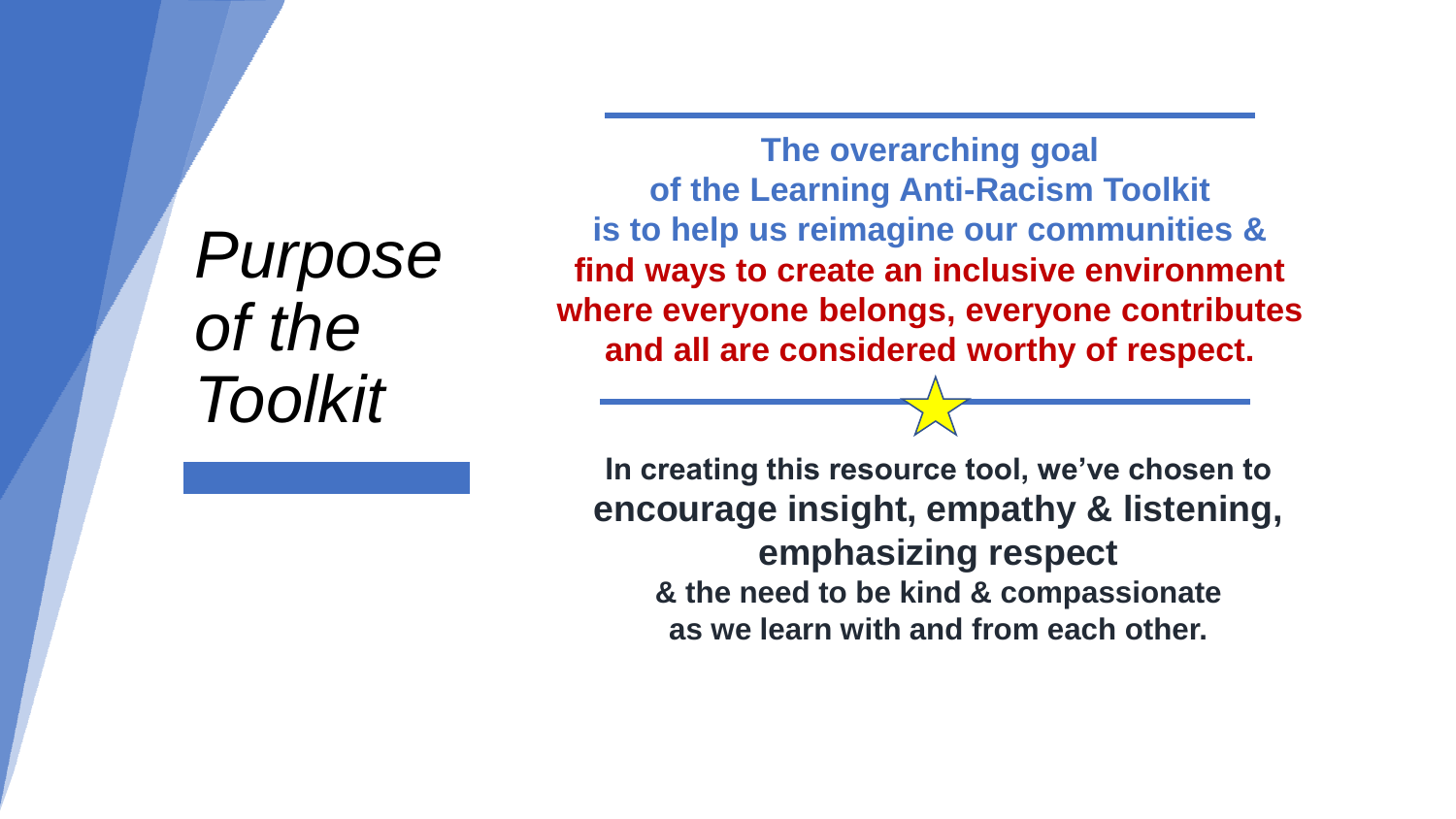# *Purpose of the Toolkit*

**The overarching goal of the Learning Anti-Racism Toolkit is to help us reimagine our communities & find ways to create an inclusive environment where everyone belongs, everyone contributes and all are considered worthy of respect.**

**In creating this resource tool, we've chosen to encourage insight, empathy & listening, emphasizing respect & the need to be kind & compassionate as we learn with and from each other.**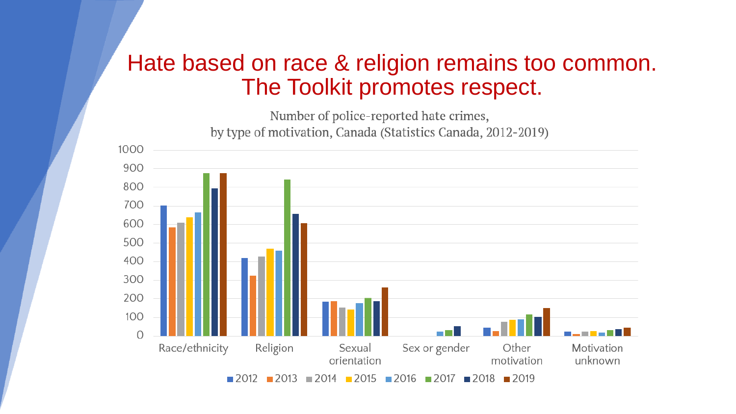# Hate based on race & religion remains too common. The Toolkit promotes respect.

Number of police-reported hate crimes, by type of motivation, Canada (Statistics Canada, 2012-2019)

1000
900
800
700
600
500
400
300
200
100
0

Race/ethnicity | Religion | Sexual orientation | Sex or gender | Other motivation | Motivation unknown

■ 2012 ■ 2013 ■ 2014 ■ 2015 ■ 2016 ■ 2017 ■ 2018 ■ 2019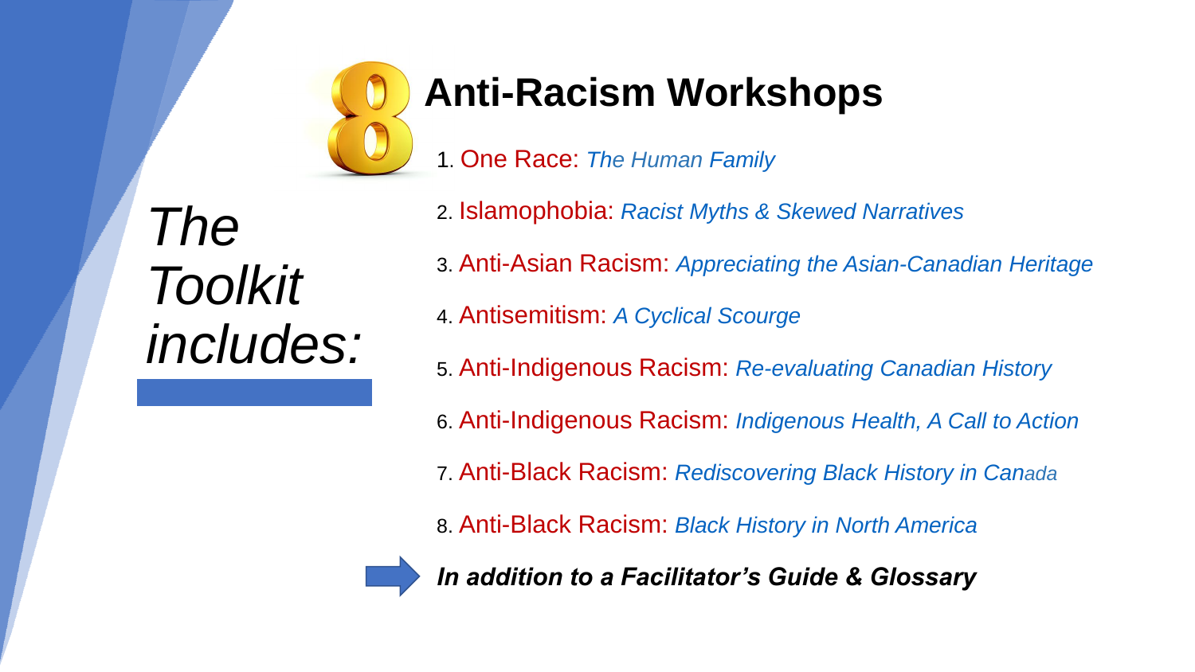# 8 Anti-Racism Workshops

*The Toolkit includes:*

1. One Race: *The Human Family*
2. Islamophobia: *Racist Myths & Skewed Narratives*
3. Anti-Asian Racism: *Appreciating the Asian-Canadian Heritage*
4. Antisemitism: *A Cyclical Scourge*
5. Anti-Indigenous Racism: *Re-evaluating Canadian History*
6. Anti-Indigenous Racism: *Indigenous Health, A Call to Action*
7. Anti-Black Racism: *Rediscovering Black History in Canada*
8. Anti-Black Racism: *Black History in North America*

***In addition to a Facilitator's Guide & Glossary***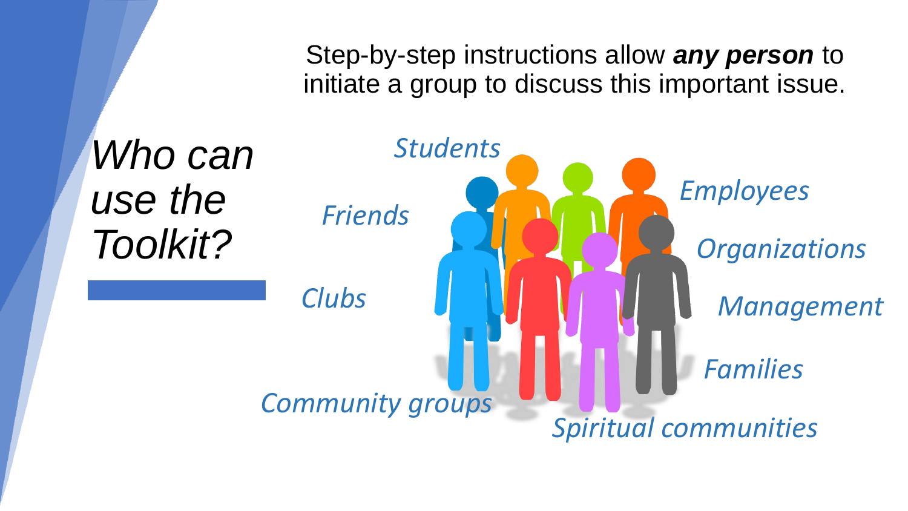Step-by-step instructions allow ***any person*** to initiate a group to discuss this important issue.

# *Who can use the Toolkit?*

- *Students*
- *Friends*
- *Clubs*
- *Community groups*
- *Employees*
- *Organizations*
- *Management*
- *Families*
- *Spiritual communities*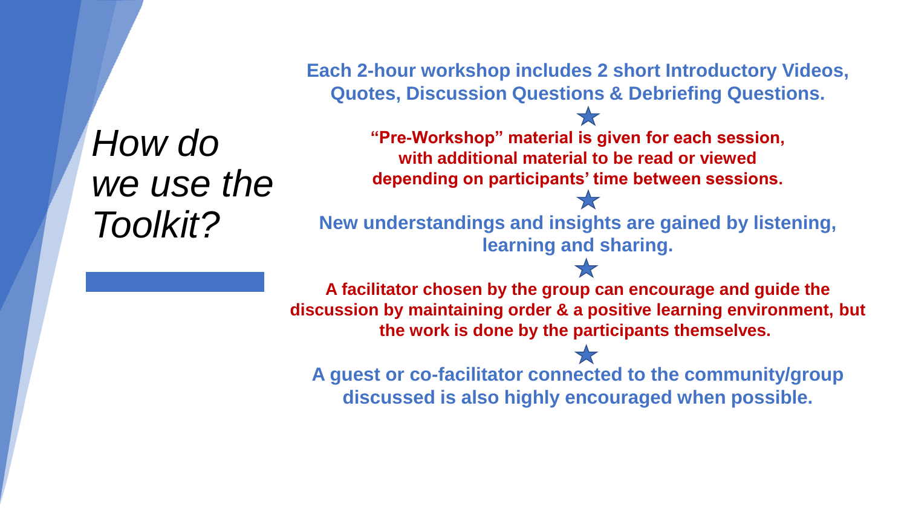# *How do we use the Toolkit?*

**Each 2-hour workshop includes 2 short Introductory Videos, Quotes, Discussion Questions & Debriefing Questions.**

★

**"Pre-Workshop" material is given for each session, with additional material to be read or viewed depending on participants' time between sessions.**

★

**New understandings and insights are gained by listening, learning and sharing.**

★

**A facilitator chosen by the group can encourage and guide the discussion by maintaining order & a positive learning environment, but the work is done by the participants themselves.**

★

**A guest or co-facilitator connected to the community/group discussed is also highly encouraged when possible.**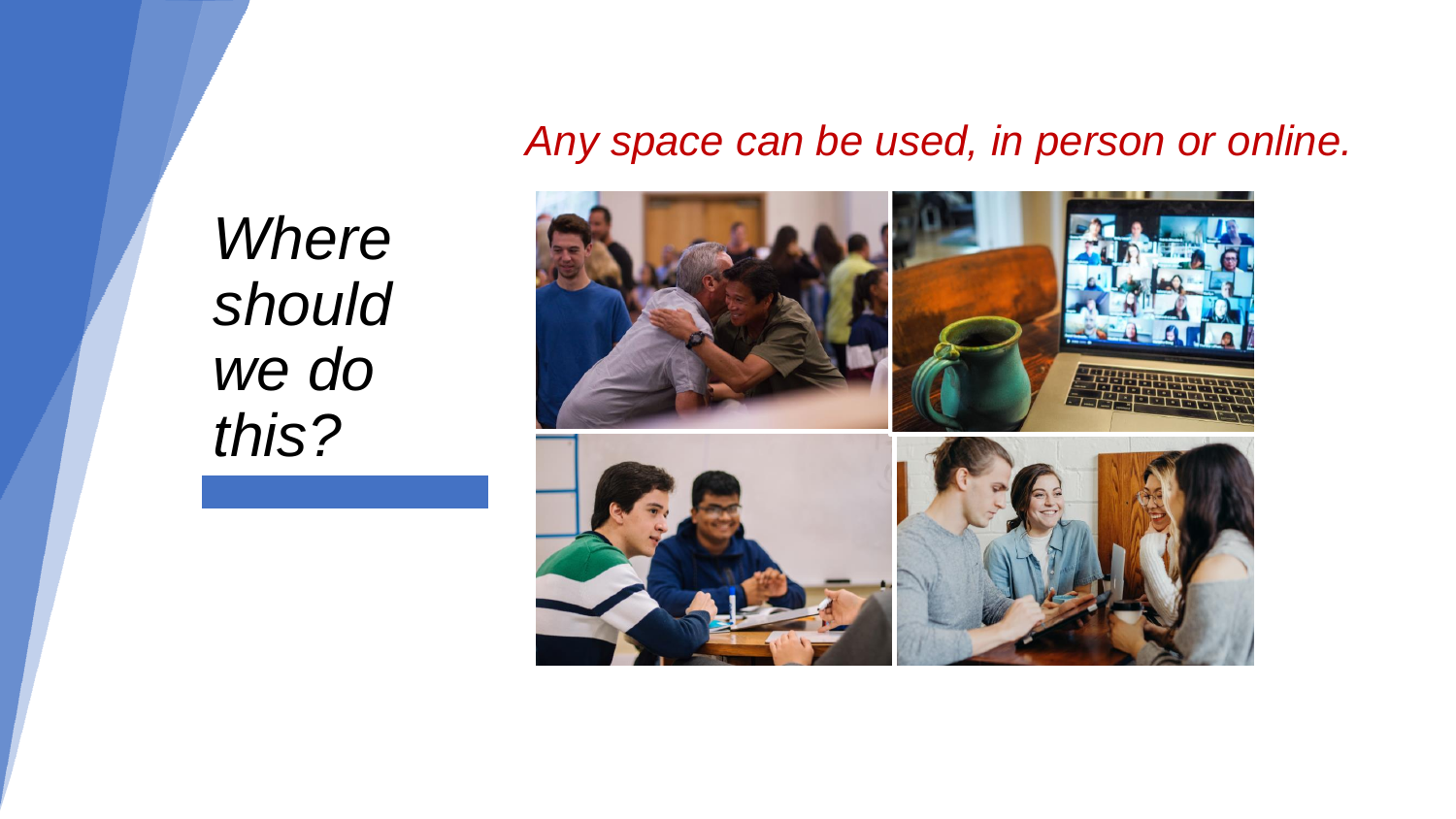# *Where should we do this?*

*Any space can be used, in person or online.*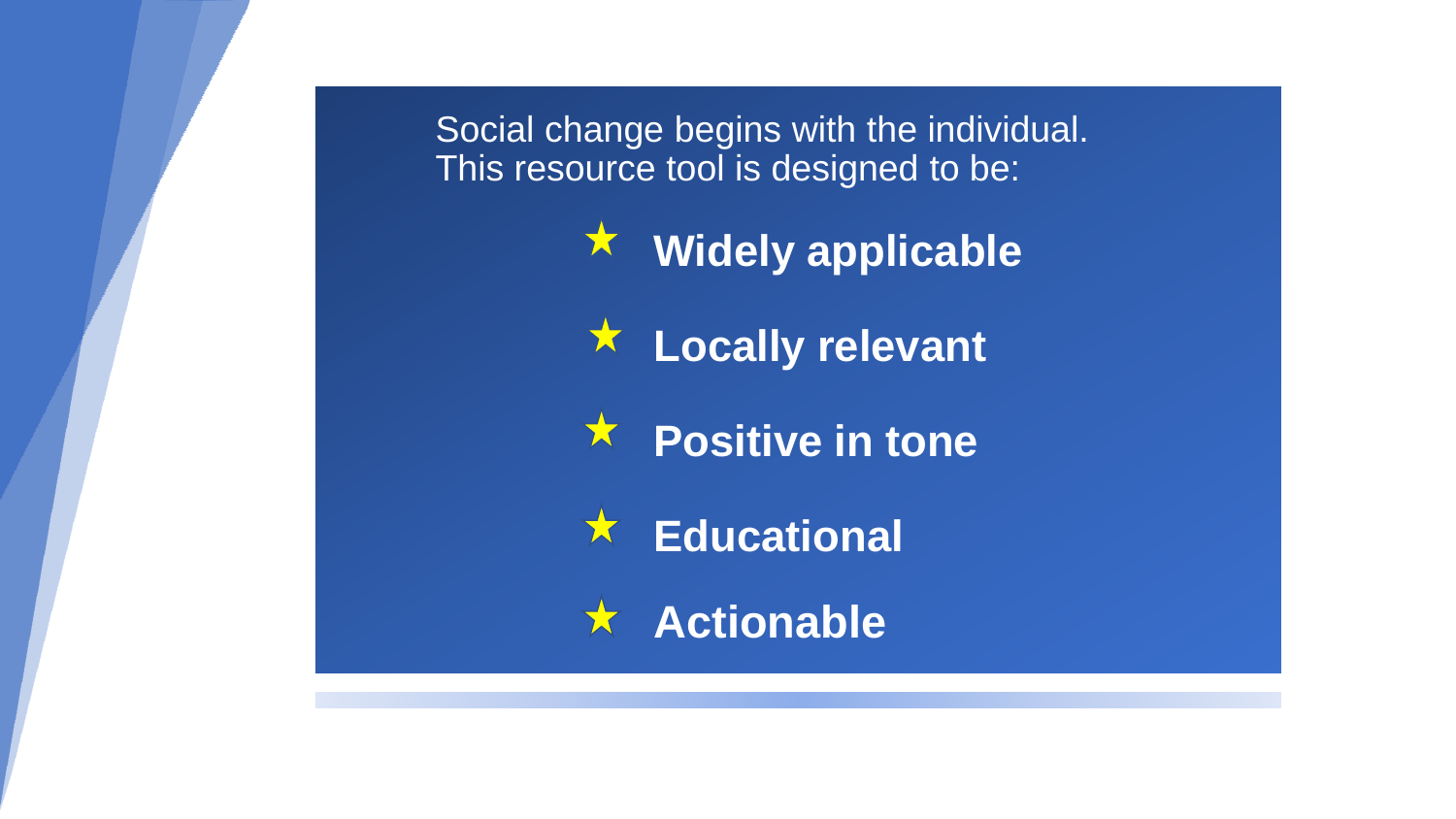Social change begins with the individual.
This resource tool is designed to be:

- **Widely applicable**
- **Locally relevant**
- **Positive in tone**
- **Educational**
- **Actionable**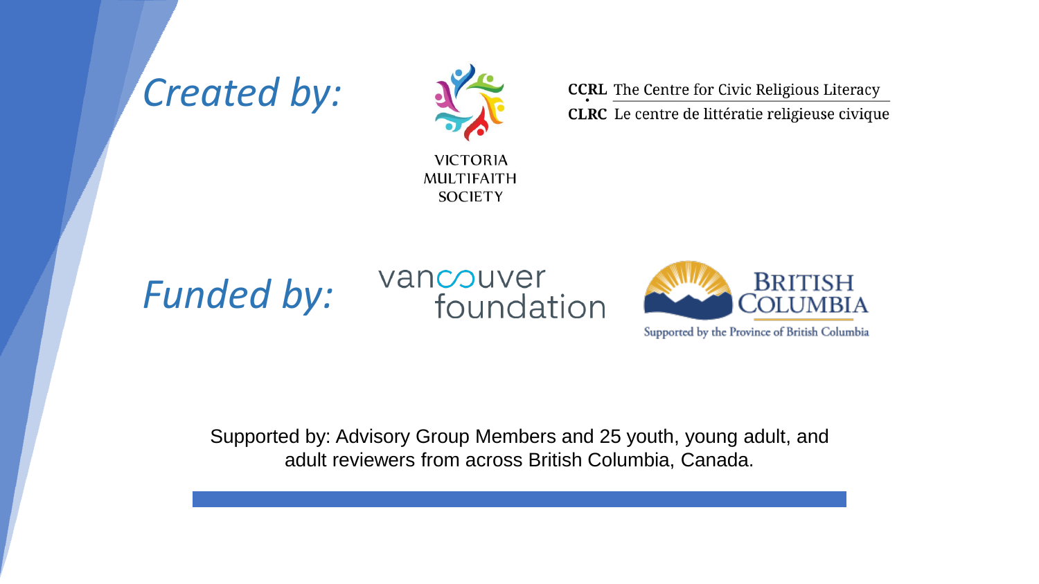*Created by:*

VICTORIA MULTIFAITH SOCIETY

**CCRL** The Centre for Civic Religious Literacy
**CLRC** Le centre de littératie religieuse civique

*Funded by:*

vancouver foundation

BRITISH COLUMBIA
Supported by the Province of British Columbia

Supported by: Advisory Group Members and 25 youth, young adult, and adult reviewers from across British Columbia, Canada.